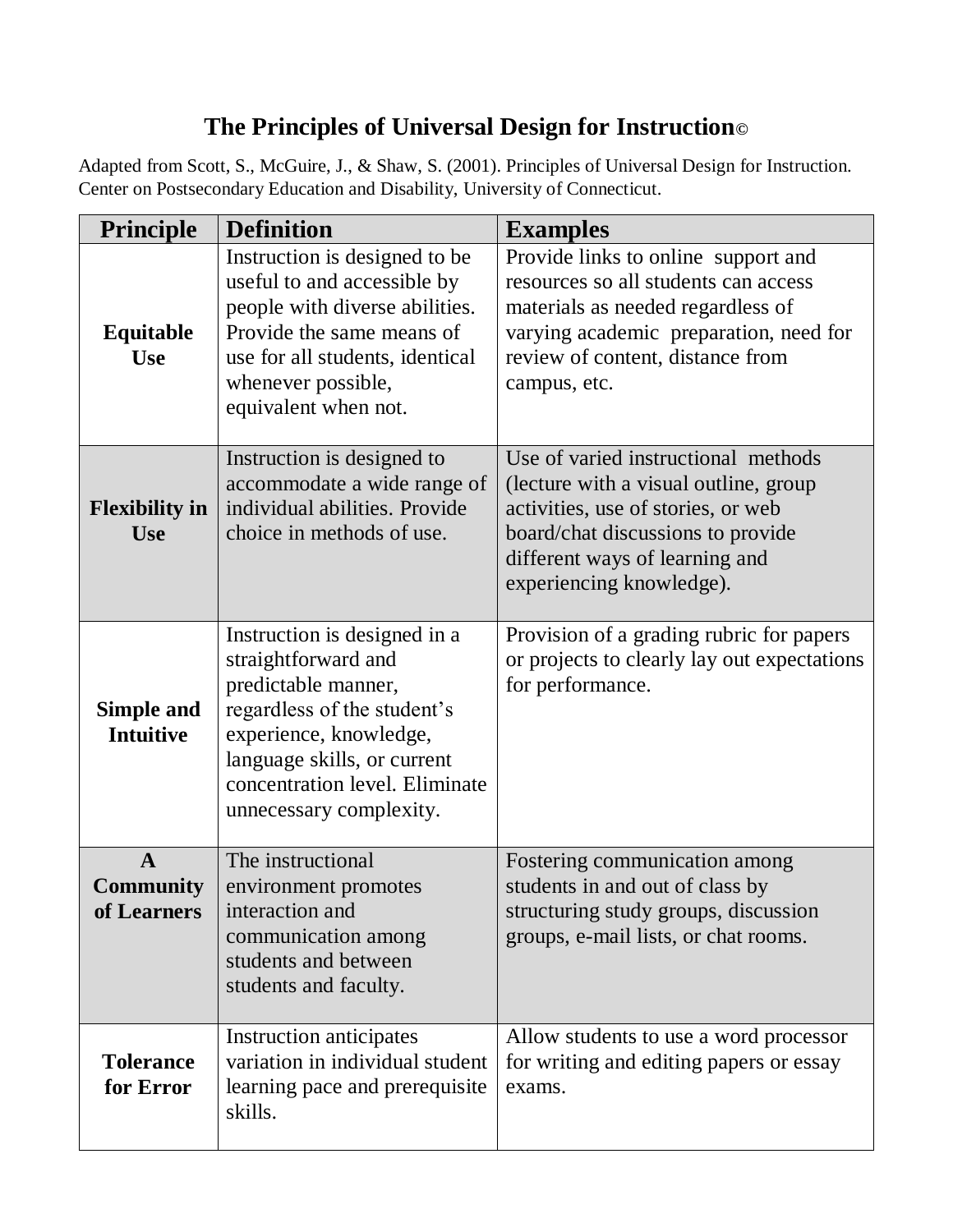# The Principles of Universal Design for Instruction©

Adapted from Scott, S., McGuire, J., & Shaw, S. (2001). Principles of Universal Design for Instruction. Center on Postsecondary Education and Disability, University of Connecticut.

| Principle | Definition | Examples |
|---|---|---|
| **Equitable Use** | Instruction is designed to be useful to and accessible by people with diverse abilities. Provide the same means of use for all students, identical whenever possible, equivalent when not. | Provide links to online support and resources so all students can access materials as needed regardless of varying academic preparation, need for review of content, distance from campus, etc. |
| **Flexibility in Use** | Instruction is designed to accommodate a wide range of individual abilities. Provide choice in methods of use. | Use of varied instructional methods (lecture with a visual outline, group activities, use of stories, or web board/chat discussions to provide different ways of learning and experiencing knowledge). |
| **Simple and Intuitive** | Instruction is designed in a straightforward and predictable manner, regardless of the student's experience, knowledge, language skills, or current concentration level. Eliminate unnecessary complexity. | Provision of a grading rubric for papers or projects to clearly lay out expectations for performance. |
| **A Community of Learners** | The instructional environment promotes interaction and communication among students and between students and faculty. | Fostering communication among students in and out of class by structuring study groups, discussion groups, e-mail lists, or chat rooms. |
| **Tolerance for Error** | Instruction anticipates variation in individual student learning pace and prerequisite skills. | Allow students to use a word processor for writing and editing papers or essay exams. |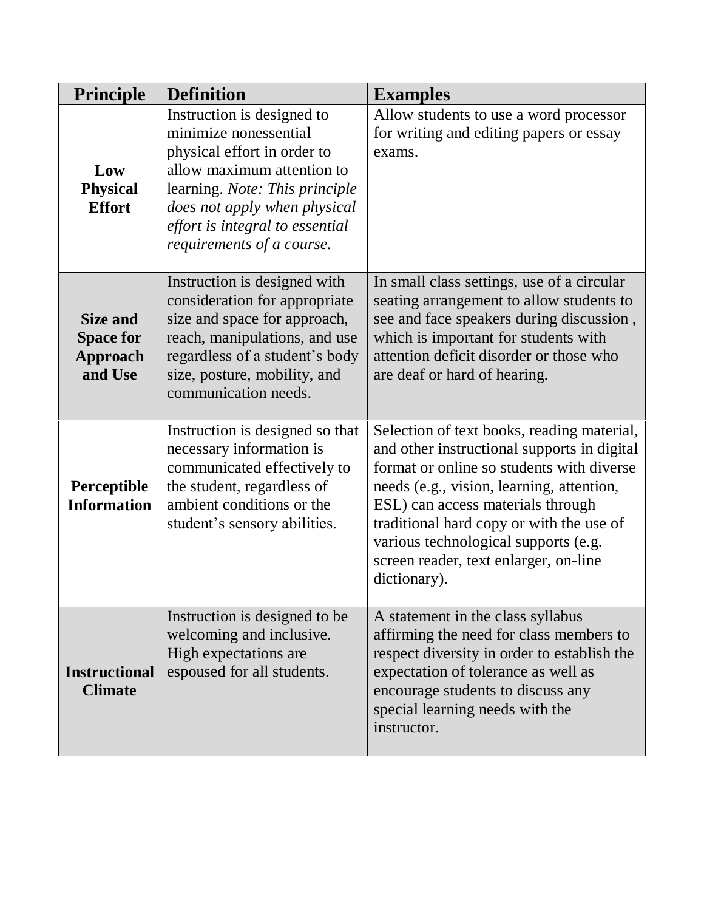| Principle | Definition | Examples |
|---|---|---|
| **Low Physical Effort** | Instruction is designed to minimize nonessential physical effort in order to allow maximum attention to learning. *Note: This principle does not apply when physical effort is integral to essential requirements of a course.* | Allow students to use a word processor for writing and editing papers or essay exams. |
| **Size and Space for Approach and Use** | Instruction is designed with consideration for appropriate size and space for approach, reach, manipulations, and use regardless of a student's body size, posture, mobility, and communication needs. | In small class settings, use of a circular seating arrangement to allow students to see and face speakers during discussion , which is important for students with attention deficit disorder or those who are deaf or hard of hearing. |
| **Perceptible Information** | Instruction is designed so that necessary information is communicated effectively to the student, regardless of ambient conditions or the student's sensory abilities. | Selection of text books, reading material, and other instructional supports in digital format or online so students with diverse needs (e.g., vision, learning, attention, ESL) can access materials through traditional hard copy or with the use of various technological supports (e.g. screen reader, text enlarger, on-line dictionary). |
| **Instructional Climate** | Instruction is designed to be welcoming and inclusive. High expectations are espoused for all students. | A statement in the class syllabus affirming the need for class members to respect diversity in order to establish the expectation of tolerance as well as encourage students to discuss any special learning needs with the instructor. |